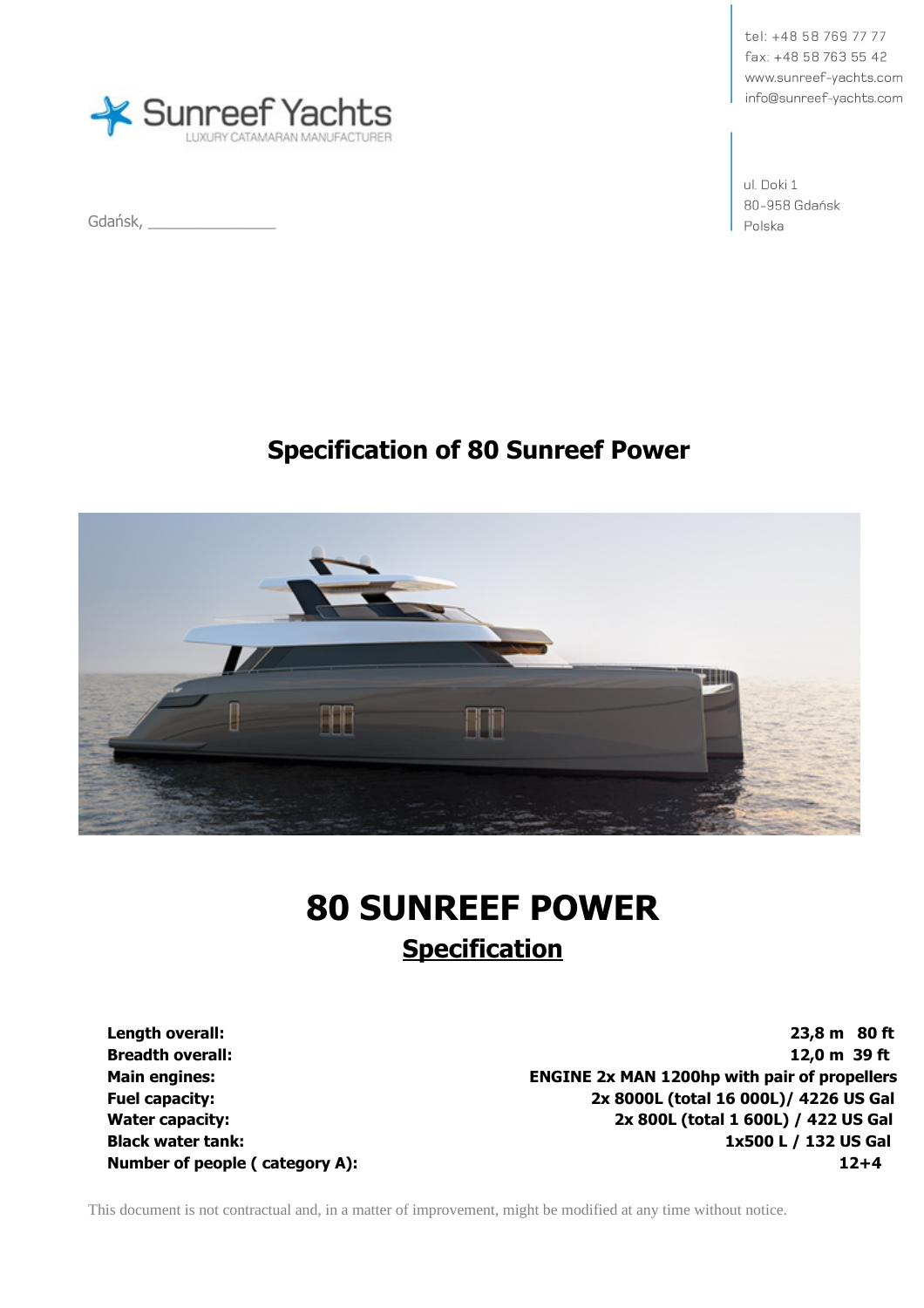Sunreef Yachts
LUXURY CATAMARAN MANUFACTURER

tel: +48 58 769 77 77
fax: +48 58 763 55 42
www.sunreef-yachts.com
info@sunreef-yachts.com

ul. Doki 1
80-958 Gdańsk
Polska

Gdańsk, _______________

## Specification of 80 Sunreef Power

# 80 SUNREEF POWER

## Specification

| | |
|---|---|
| **Length overall:** | **23,8 m 80 ft** |
| **Breadth overall:** | **12,0 m 39 ft** |
| **Main engines:** | **ENGINE 2x MAN 1200hp with pair of propellers** |
| **Fuel capacity:** | **2x 8000L (total 16 000L)/ 4226 US Gal** |
| **Water capacity:** | **2x 800L (total 1 600L) / 422 US Gal** |
| **Black water tank:** | **1x500 L / 132 US Gal** |
| **Number of people ( category A):** | **12+4** |

This document is not contractual and, in a matter of improvement, might be modified at any time without notice.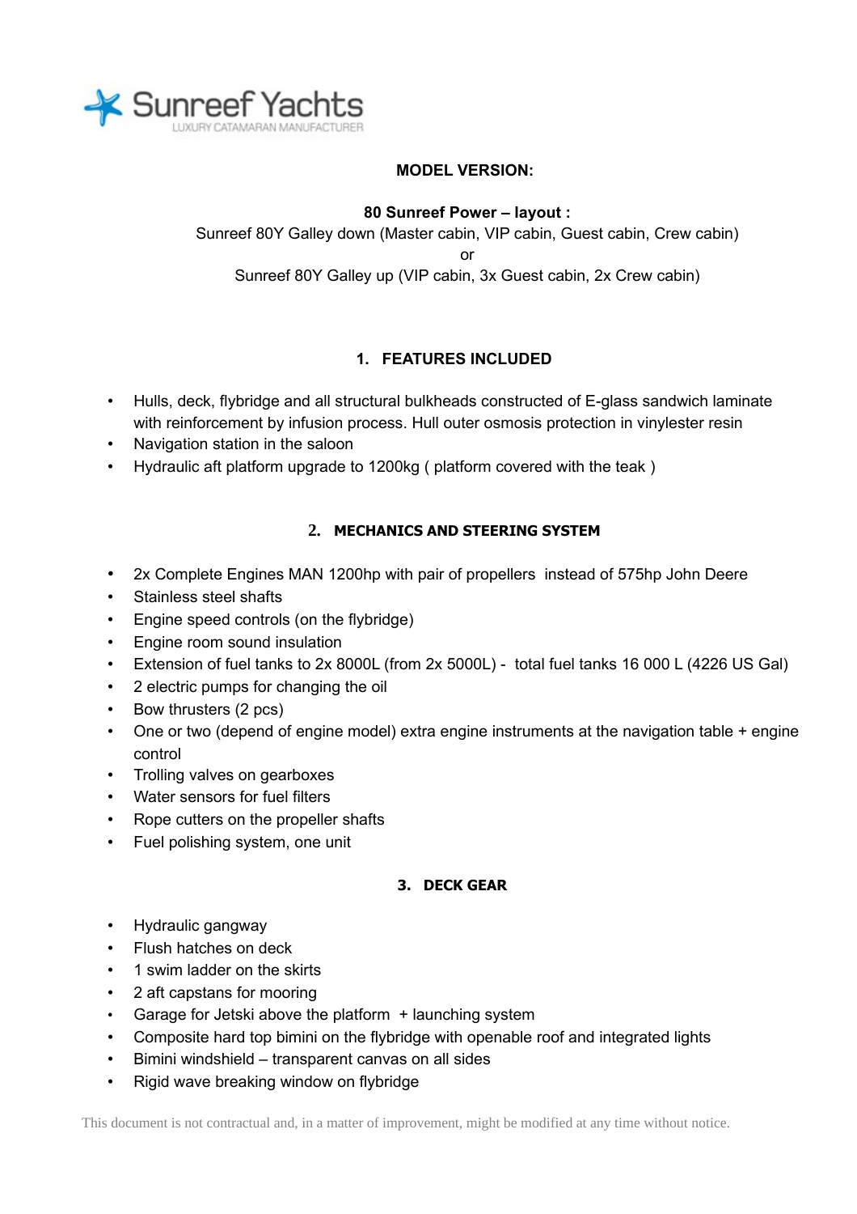Sunreef Yachts
LUXURY CATAMARAN MANUFACTURER

**MODEL VERSION:**

**80 Sunreef Power – layout :**
Sunreef 80Y Galley down (Master cabin, VIP cabin, Guest cabin, Crew cabin)
or
Sunreef 80Y Galley up (VIP cabin, 3x Guest cabin, 2x Crew cabin)

## 1. FEATURES INCLUDED

- Hulls, deck, flybridge and all structural bulkheads constructed of E-glass sandwich laminate with reinforcement by infusion process. Hull outer osmosis protection in vinylester resin
- Navigation station in the saloon
- Hydraulic aft platform upgrade to 1200kg ( platform covered with the teak )

## 2. MECHANICS AND STEERING SYSTEM

- 2x Complete Engines MAN 1200hp with pair of propellers instead of 575hp John Deere
- Stainless steel shafts
- Engine speed controls (on the flybridge)
- Engine room sound insulation
- Extension of fuel tanks to 2x 8000L (from 2x 5000L) - total fuel tanks 16 000 L (4226 US Gal)
- 2 electric pumps for changing the oil
- Bow thrusters (2 pcs)
- One or two (depend of engine model) extra engine instruments at the navigation table + engine control
- Trolling valves on gearboxes
- Water sensors for fuel filters
- Rope cutters on the propeller shafts
- Fuel polishing system, one unit

## 3. DECK GEAR

- Hydraulic gangway
- Flush hatches on deck
- 1 swim ladder on the skirts
- 2 aft capstans for mooring
- Garage for Jetski above the platform + launching system
- Composite hard top bimini on the flybridge with openable roof and integrated lights
- Bimini windshield – transparent canvas on all sides
- Rigid wave breaking window on flybridge

This document is not contractual and, in a matter of improvement, might be modified at any time without notice.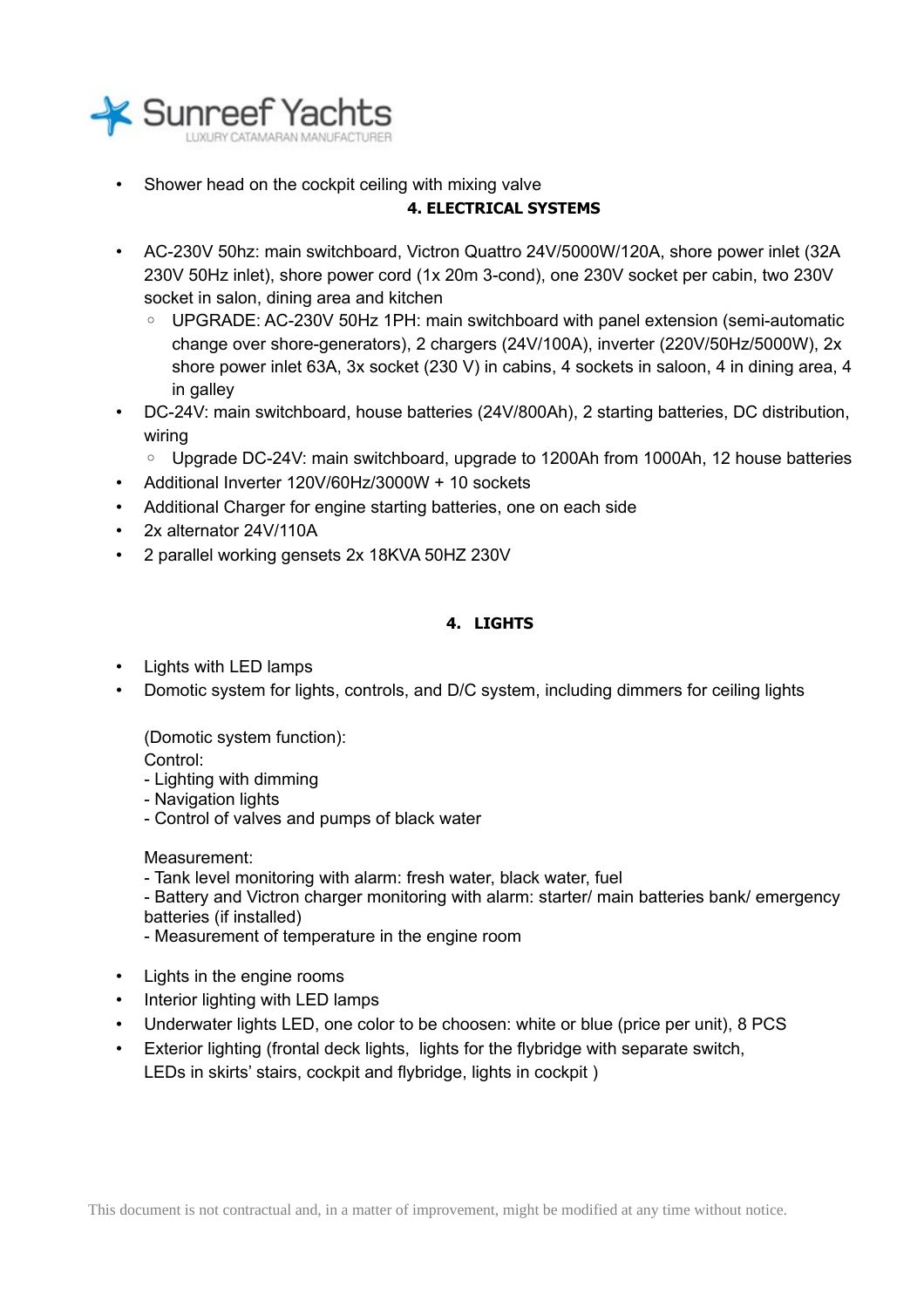- Shower head on the cockpit ceiling with mixing valve

## 4. ELECTRICAL SYSTEMS

- AC-230V 50hz: main switchboard, Victron Quattro 24V/5000W/120A, shore power inlet (32A 230V 50Hz inlet), shore power cord (1x 20m 3-cond), one 230V socket per cabin, two 230V socket in salon, dining area and kitchen
  - UPGRADE: AC-230V 50Hz 1PH: main switchboard with panel extension (semi-automatic change over shore-generators), 2 chargers (24V/100A), inverter (220V/50Hz/5000W), 2x shore power inlet 63A, 3x socket (230 V) in cabins, 4 sockets in saloon, 4 in dining area, 4 in galley
- DC-24V: main switchboard, house batteries (24V/800Ah), 2 starting batteries, DC distribution, wiring
  - Upgrade DC-24V: main switchboard, upgrade to 1200Ah from 1000Ah, 12 house batteries
- Additional Inverter 120V/60Hz/3000W + 10 sockets
- Additional Charger for engine starting batteries, one on each side
- 2x alternator 24V/110A
- 2 parallel working gensets 2x 18KVA 50HZ 230V

## 4. LIGHTS

- Lights with LED lamps
- Domotic system for lights, controls, and D/C system, including dimmers for ceiling lights

  (Domotic system function):
  Control:
  - Lighting with dimming
  - Navigation lights
  - Control of valves and pumps of black water

  Measurement:
  - Tank level monitoring with alarm: fresh water, black water, fuel
  - Battery and Victron charger monitoring with alarm: starter/ main batteries bank/ emergency batteries (if installed)
  - Measurement of temperature in the engine room

- Lights in the engine rooms
- Interior lighting with LED lamps
- Underwater lights LED, one color to be choosen: white or blue (price per unit), 8 PCS
- Exterior lighting (frontal deck lights, lights for the flybridge with separate switch, LEDs in skirts' stairs, cockpit and flybridge, lights in cockpit )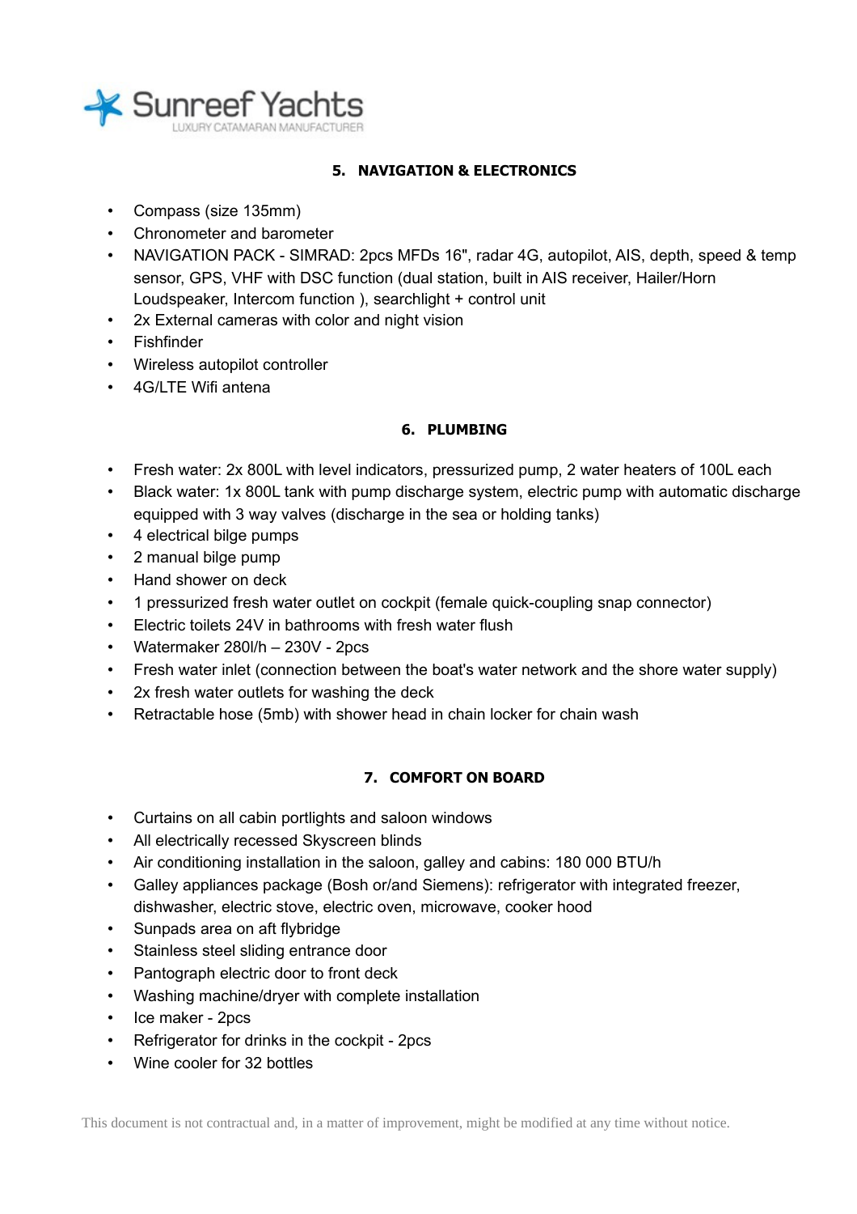## 5. NAVIGATION & ELECTRONICS

- Compass (size 135mm)
- Chronometer and barometer
- NAVIGATION PACK - SIMRAD: 2pcs MFDs 16", radar 4G, autopilot, AIS, depth, speed & temp sensor, GPS, VHF with DSC function (dual station, built in AIS receiver, Hailer/Horn Loudspeaker, Intercom function ), searchlight + control unit
- 2x External cameras with color and night vision
- Fishfinder
- Wireless autopilot controller
- 4G/LTE Wifi antena

## 6. PLUMBING

- Fresh water: 2x 800L with level indicators, pressurized pump, 2 water heaters of 100L each
- Black water: 1x 800L tank with pump discharge system, electric pump with automatic discharge equipped with 3 way valves (discharge in the sea or holding tanks)
- 4 electrical bilge pumps
- 2 manual bilge pump
- Hand shower on deck
- 1 pressurized fresh water outlet on cockpit (female quick-coupling snap connector)
- Electric toilets 24V in bathrooms with fresh water flush
- Watermaker 280l/h – 230V - 2pcs
- Fresh water inlet (connection between the boat's water network and the shore water supply)
- 2x fresh water outlets for washing the deck
- Retractable hose (5mb) with shower head in chain locker for chain wash

## 7. COMFORT ON BOARD

- Curtains on all cabin portlights and saloon windows
- All electrically recessed Skyscreen blinds
- Air conditioning installation in the saloon, galley and cabins: 180 000 BTU/h
- Galley appliances package (Bosh or/and Siemens): refrigerator with integrated freezer, dishwasher, electric stove, electric oven, microwave, cooker hood
- Sunpads area on aft flybridge
- Stainless steel sliding entrance door
- Pantograph electric door to front deck
- Washing machine/dryer with complete installation
- Ice maker - 2pcs
- Refrigerator for drinks in the cockpit - 2pcs
- Wine cooler for 32 bottles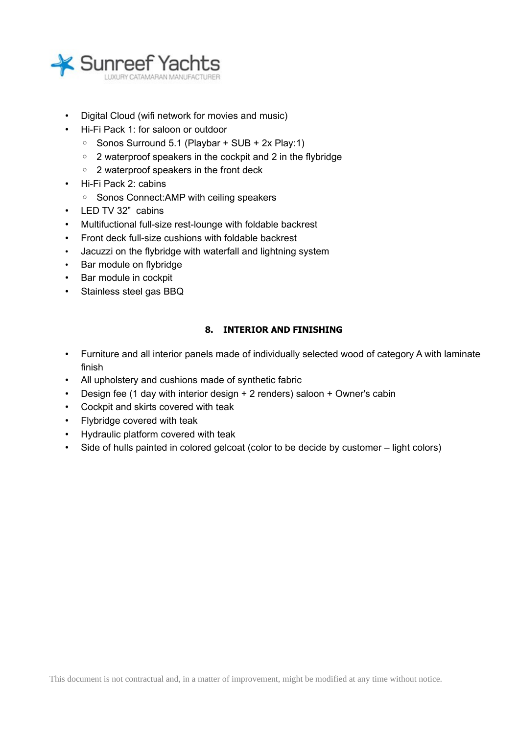- Digital Cloud (wifi network for movies and music)
- Hi-Fi Pack 1: for saloon or outdoor
  - Sonos Surround 5.1 (Playbar + SUB + 2x Play:1)
  - 2 waterproof speakers in the cockpit and 2 in the flybridge
  - 2 waterproof speakers in the front deck
- Hi-Fi Pack 2: cabins
  - Sonos Connect:AMP with ceiling speakers
- LED TV 32"  cabins
- Multifuctional full-size rest-lounge with foldable backrest
- Front deck full-size cushions with foldable backrest
- Jacuzzi on the flybridge with waterfall and lightning system
- Bar module on flybridge
- Bar module in cockpit
- Stainless steel gas BBQ

## 8. INTERIOR AND FINISHING

- Furniture and all interior panels made of individually selected wood of category A with laminate finish
- All upholstery and cushions made of synthetic fabric
- Design fee (1 day with interior design + 2 renders) saloon + Owner's cabin
- Cockpit and skirts covered with teak
- Flybridge covered with teak
- Hydraulic platform covered with teak
- Side of hulls painted in colored gelcoat (color to be decide by customer – light colors)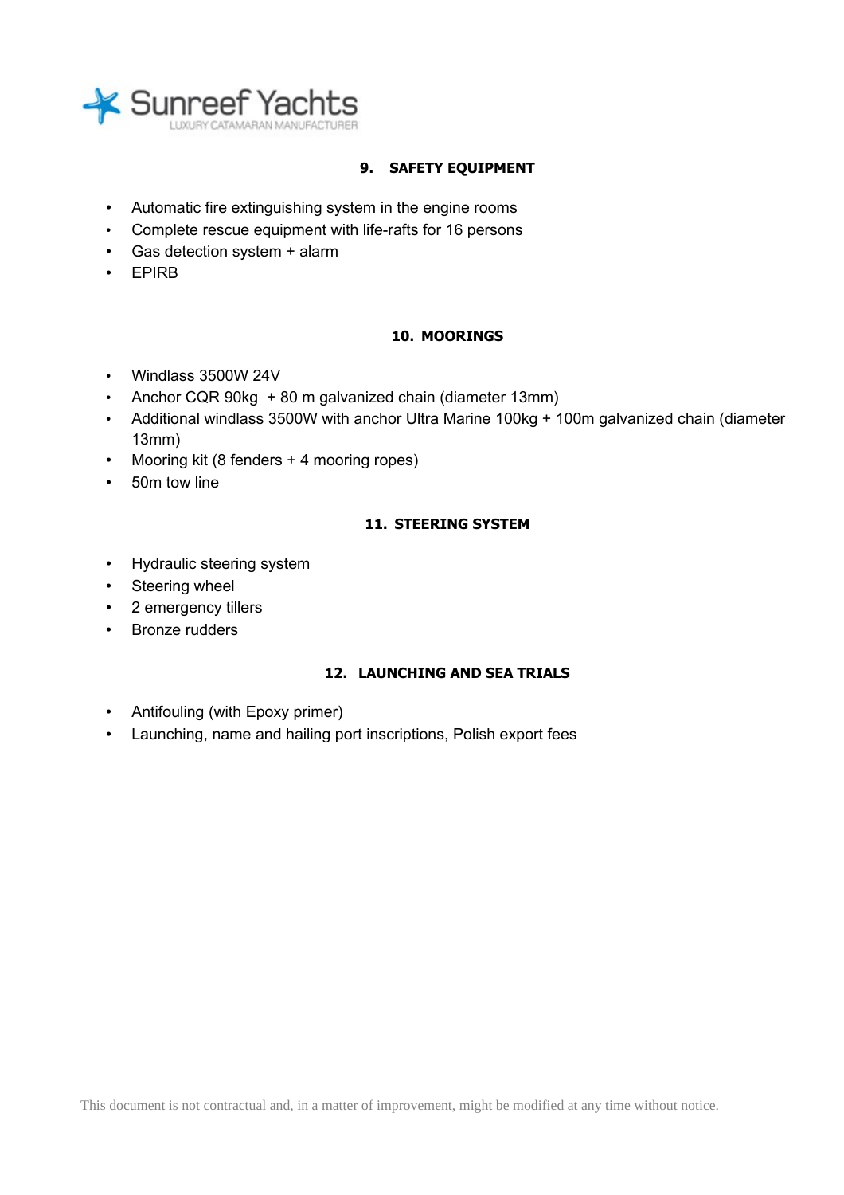## 9. SAFETY EQUIPMENT

- Automatic fire extinguishing system in the engine rooms
- Complete rescue equipment with life-rafts for 16 persons
- Gas detection system + alarm
- EPIRB

## 10. MOORINGS

- Windlass 3500W 24V
- Anchor CQR 90kg + 80 m galvanized chain (diameter 13mm)
- Additional windlass 3500W with anchor Ultra Marine 100kg + 100m galvanized chain (diameter 13mm)
- Mooring kit (8 fenders + 4 mooring ropes)
- 50m tow line

## 11. STEERING SYSTEM

- Hydraulic steering system
- Steering wheel
- 2 emergency tillers
- Bronze rudders

## 12. LAUNCHING AND SEA TRIALS

- Antifouling (with Epoxy primer)
- Launching, name and hailing port inscriptions, Polish export fees